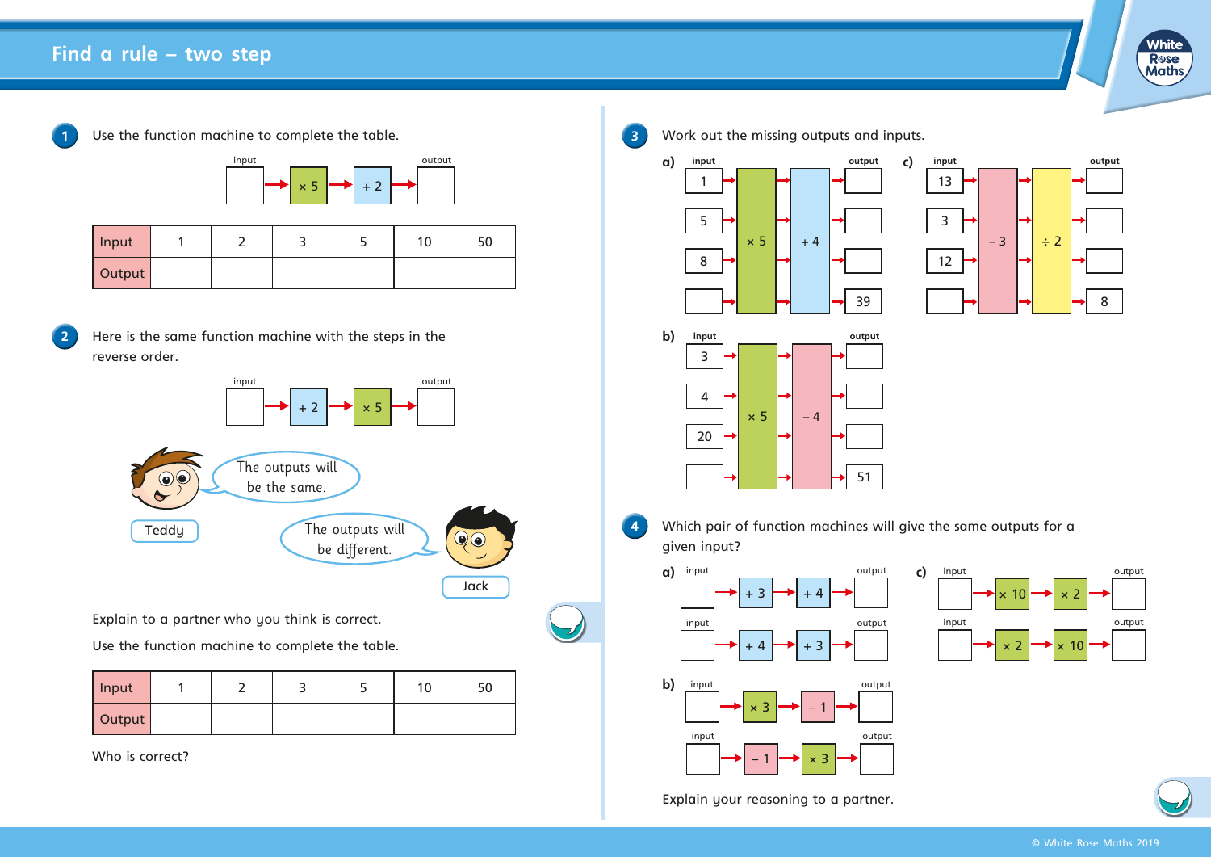# Find a rule – two step

**1** Use the function machine to complete the table.

input → × 5 → + 2 → output

| Input | 1 | 2 | 3 | 5 | 10 | 50 |
|---|---|---|---|---|---|---|
| Output | | | | | | |

**2** Here is the same function machine with the steps in the reverse order.

input → + 2 → × 5 → output

Teddy: The outputs will be the same.

Jack: The outputs will be different.

Explain to a partner who you think is correct.

Use the function machine to complete the table.

| Input | 1 | 2 | 3 | 5 | 10 | 50 |
|---|---|---|---|---|---|---|
| Output | | | | | | |

Who is correct?

**3** Work out the missing outputs and inputs.

a) input → × 5 → + 4 → output

| input | output |
|---|---|
| 1 | |
| 5 | |
| 8 | |
| | 39 |

b) input → × 5 → − 4 → output

| input | output |
|---|---|
| 3 | |
| 4 | |
| 20 | |
| | 51 |

c) input → − 3 → ÷ 2 → output

| input | output |
|---|---|
| 13 | |
| 3 | |
| 12 | |
| | 8 |

**4** Which pair of function machines will give the same outputs for a given input?

a) input → + 3 → + 4 → output

input → + 4 → + 3 → output

b) input → × 3 → − 1 → output

input → − 1 → × 3 → output

c) input → × 10 → × 2 → output

input → × 2 → × 10 → output

Explain your reasoning to a partner.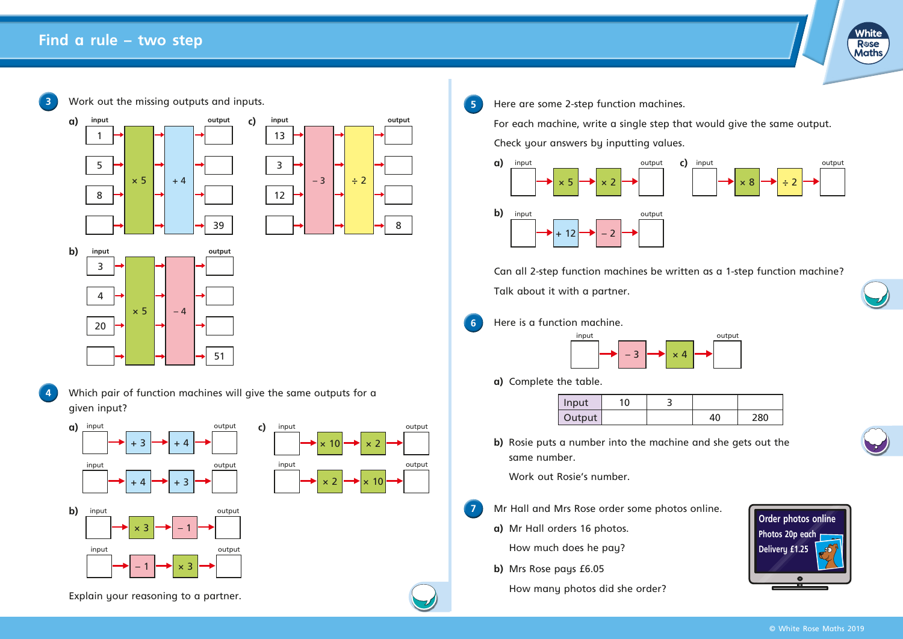# Find a rule – two step

**3** Work out the missing outputs and inputs.

**a)**

| input | | | output |
|---|---|---|---|
| 1 | × 5 | + 4 | |
| 5 | | | |
| 8 | | | |
| | | | 39 |

**b)**

| input | | | output |
|---|---|---|---|
| 3 | × 5 | − 4 | |
| 4 | | | |
| 20 | | | |
| | | | 51 |

**c)**

| input | | | output |
|---|---|---|---|
| 13 | − 3 | ÷ 2 | |
| 3 | | | |
| 12 | | | |
| | | | 8 |

**4** Which pair of function machines will give the same outputs for a given input?

**a)** input → + 3 → + 4 → output

input → + 4 → + 3 → output

**b)** input → × 3 → − 1 → output

input → − 1 → × 3 → output

**c)** input → × 10 → × 2 → output

input → × 2 → × 10 → output

Explain your reasoning to a partner.

**5** Here are some 2-step function machines.

For each machine, write a single step that would give the same output.

Check your answers by inputting values.

**a)** input → × 5 → × 2 → output

**b)** input → + 12 → − 2 → output

**c)** input → × 8 → ÷ 2 → output

Can all 2-step function machines be written as a 1-step function machine?

Talk about it with a partner.

**6** Here is a function machine.

input → − 3 → × 4 → output

**a)** Complete the table.

| Input | 10 | 3 | | |
|---|---|---|---|---|
| Output | | | 40 | 280 |

**b)** Rosie puts a number into the machine and she gets out the same number.

Work out Rosie's number.

**7** Mr Hall and Mrs Rose order some photos online.

**a)** Mr Hall orders 16 photos.

How much does he pay?

**b)** Mrs Rose pays £6.05

How many photos did she order?

Order photos online
Photos 20p each
Delivery £1.25